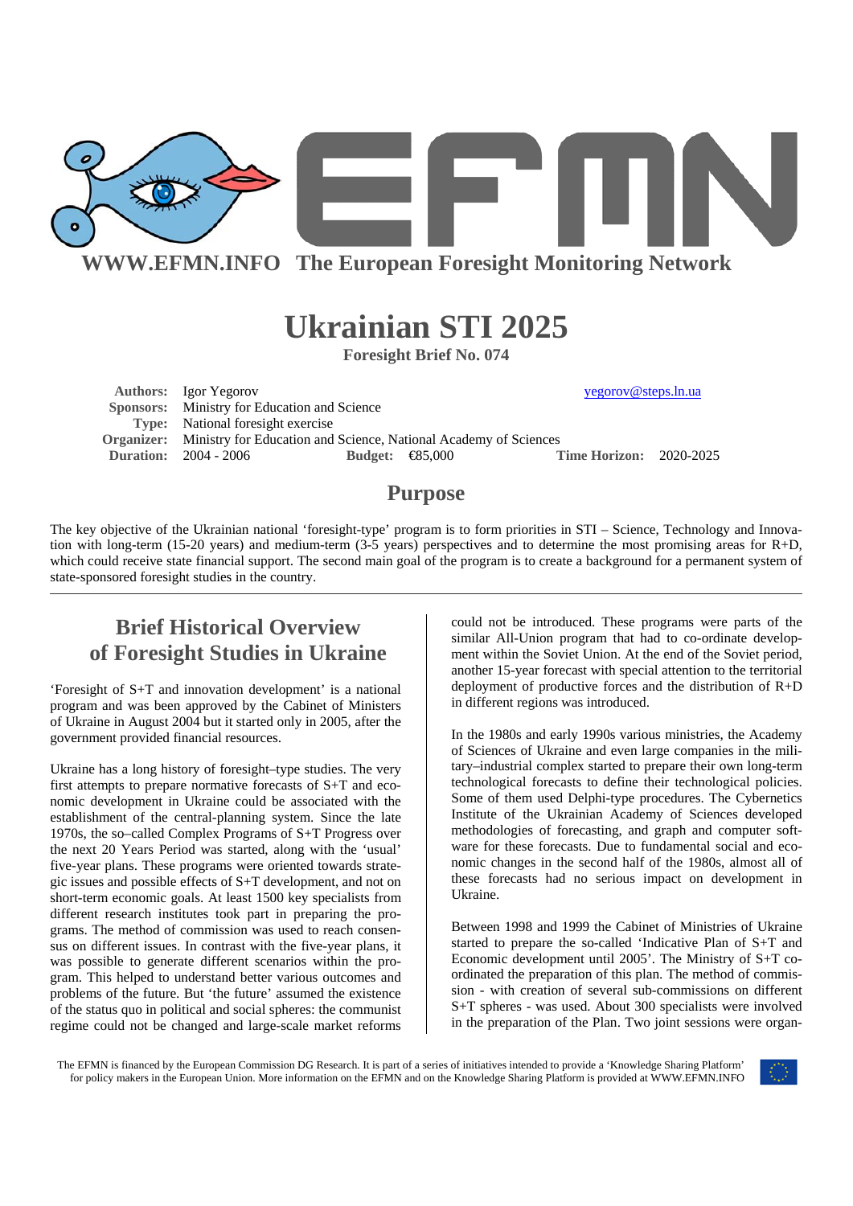WWW.EFMN.INFO The European Foresight Monitoring Network

# Ukrainian STI 2025

**Foresight Brief No. 074**

**Authors:** Igor Yegorov yegorov@steps.ln.ua
**Sponsors:** Ministry for Education and Science
**Type:** National foresight exercise
**Organizer:** Ministry for Education and Science, National Academy of Sciences
**Duration:** 2004 - 2006 **Budget:** €85,000 **Time Horizon:** 2020-2025

## Purpose

The key objective of the Ukrainian national 'foresight-type' program is to form priorities in STI – Science, Technology and Innovation with long-term (15-20 years) and medium-term (3-5 years) perspectives and to determine the most promising areas for R+D, which could receive state financial support. The second main goal of the program is to create a background for a permanent system of state-sponsored foresight studies in the country.

## Brief Historical Overview of Foresight Studies in Ukraine

'Foresight of S+T and innovation development' is a national program and was been approved by the Cabinet of Ministers of Ukraine in August 2004 but it started only in 2005, after the government provided financial resources.

Ukraine has a long history of foresight–type studies. The very first attempts to prepare normative forecasts of S+T and economic development in Ukraine could be associated with the establishment of the central-planning system. Since the late 1970s, the so–called Complex Programs of S+T Progress over the next 20 Years Period was started, along with the 'usual' five-year plans. These programs were oriented towards strategic issues and possible effects of S+T development, and not on short-term economic goals. At least 1500 key specialists from different research institutes took part in preparing the programs. The method of commission was used to reach consensus on different issues. In contrast with the five-year plans, it was possible to generate different scenarios within the program. This helped to understand better various outcomes and problems of the future. But 'the future' assumed the existence of the status quo in political and social spheres: the communist regime could not be changed and large-scale market reforms could not be introduced. These programs were parts of the similar All-Union program that had to co-ordinate development within the Soviet Union. At the end of the Soviet period, another 15-year forecast with special attention to the territorial deployment of productive forces and the distribution of R+D in different regions was introduced.

In the 1980s and early 1990s various ministries, the Academy of Sciences of Ukraine and even large companies in the military–industrial complex started to prepare their own long-term technological forecasts to define their technological policies. Some of them used Delphi-type procedures. The Cybernetics Institute of the Ukrainian Academy of Sciences developed methodologies of forecasting, and graph and computer software for these forecasts. Due to fundamental social and economic changes in the second half of the 1980s, almost all of these forecasts had no serious impact on development in Ukraine.

Between 1998 and 1999 the Cabinet of Ministries of Ukraine started to prepare the so-called 'Indicative Plan of S+T and Economic development until 2005'. The Ministry of S+T coordinated the preparation of this plan. The method of commission - with creation of several sub-commissions on different S+T spheres - was used. About 300 specialists were involved in the preparation of the Plan. Two joint sessions were organ-

The EFMN is financed by the European Commission DG Research. It is part of a series of initiatives intended to provide a 'Knowledge Sharing Platform' for policy makers in the European Union. More information on the EFMN and on the Knowledge Sharing Platform is provided at WWW.EFMN.INFO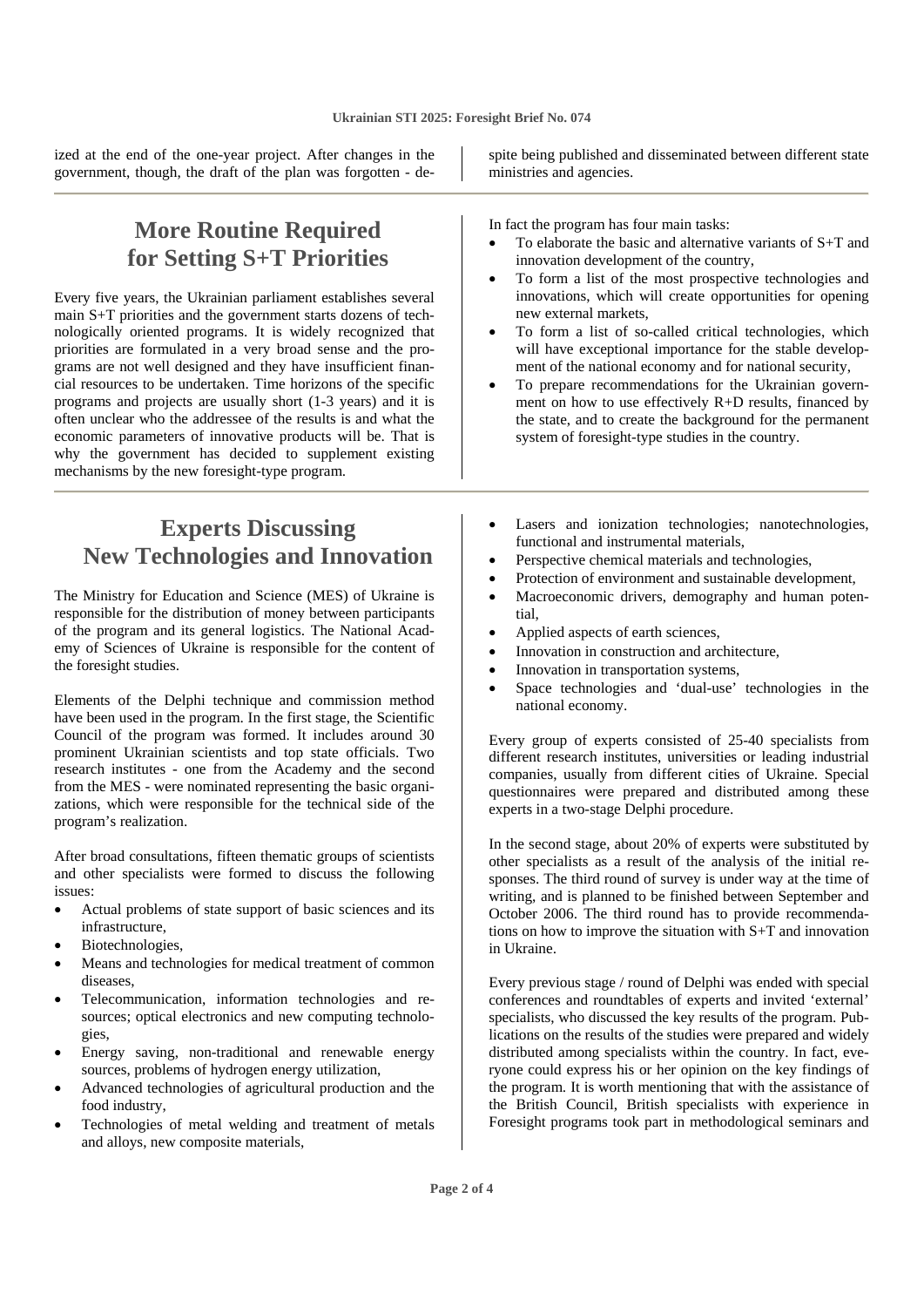ized at the end of the one-year project. After changes in the government, though, the draft of the plan was forgotten - despite being published and disseminated between different state ministries and agencies.

## More Routine Required for Setting S+T Priorities

Every five years, the Ukrainian parliament establishes several main S+T priorities and the government starts dozens of technologically oriented programs. It is widely recognized that priorities are formulated in a very broad sense and the programs are not well designed and they have insufficient financial resources to be undertaken. Time horizons of the specific programs and projects are usually short (1-3 years) and it is often unclear who the addressee of the results is and what the economic parameters of innovative products will be. That is why the government has decided to supplement existing mechanisms by the new foresight-type program.

In fact the program has four main tasks:

- To elaborate the basic and alternative variants of S+T and innovation development of the country,
- To form a list of the most prospective technologies and innovations, which will create opportunities for opening new external markets,
- To form a list of so-called critical technologies, which will have exceptional importance for the stable development of the national economy and for national security,
- To prepare recommendations for the Ukrainian government on how to use effectively R+D results, financed by the state, and to create the background for the permanent system of foresight-type studies in the country.

## Experts Discussing New Technologies and Innovation

The Ministry for Education and Science (MES) of Ukraine is responsible for the distribution of money between participants of the program and its general logistics. The National Academy of Sciences of Ukraine is responsible for the content of the foresight studies.

Elements of the Delphi technique and commission method have been used in the program. In the first stage, the Scientific Council of the program was formed. It includes around 30 prominent Ukrainian scientists and top state officials. Two research institutes - one from the Academy and the second from the MES - were nominated representing the basic organizations, which were responsible for the technical side of the program's realization.

After broad consultations, fifteen thematic groups of scientists and other specialists were formed to discuss the following issues:

- Actual problems of state support of basic sciences and its infrastructure,
- Biotechnologies,
- Means and technologies for medical treatment of common diseases,
- Telecommunication, information technologies and resources; optical electronics and new computing technologies,
- Energy saving, non-traditional and renewable energy sources, problems of hydrogen energy utilization,
- Advanced technologies of agricultural production and the food industry,
- Technologies of metal welding and treatment of metals and alloys, new composite materials,
- Lasers and ionization technologies; nanotechnologies, functional and instrumental materials,
- Perspective chemical materials and technologies,
- Protection of environment and sustainable development,
- Macroeconomic drivers, demography and human potential,
- Applied aspects of earth sciences,
- Innovation in construction and architecture,
- Innovation in transportation systems,
- Space technologies and 'dual-use' technologies in the national economy.

Every group of experts consisted of 25-40 specialists from different research institutes, universities or leading industrial companies, usually from different cities of Ukraine. Special questionnaires were prepared and distributed among these experts in a two-stage Delphi procedure.

In the second stage, about 20% of experts were substituted by other specialists as a result of the analysis of the initial responses. The third round of survey is under way at the time of writing, and is planned to be finished between September and October 2006. The third round has to provide recommendations on how to improve the situation with S+T and innovation in Ukraine.

Every previous stage / round of Delphi was ended with special conferences and roundtables of experts and invited 'external' specialists, who discussed the key results of the program. Publications on the results of the studies were prepared and widely distributed among specialists within the country. In fact, everyone could express his or her opinion on the key findings of the program. It is worth mentioning that with the assistance of the British Council, British specialists with experience in Foresight programs took part in methodological seminars and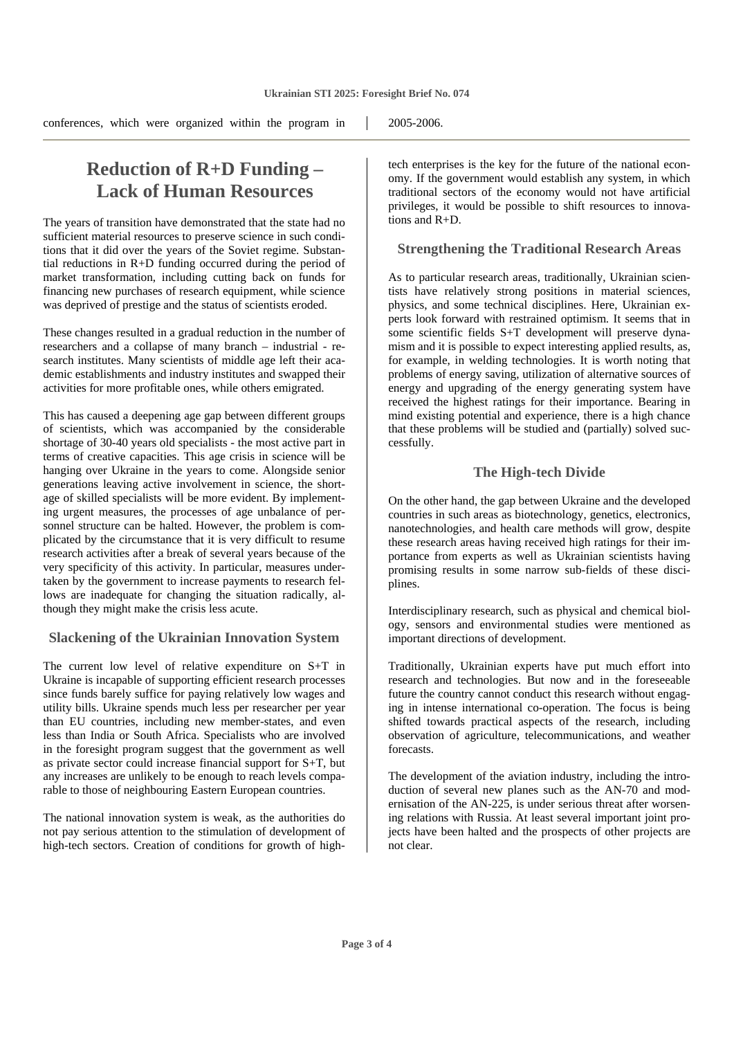conferences, which were organized within the program in 2005-2006.

## Reduction of R+D Funding – Lack of Human Resources

The years of transition have demonstrated that the state had no sufficient material resources to preserve science in such conditions that it did over the years of the Soviet regime. Substantial reductions in R+D funding occurred during the period of market transformation, including cutting back on funds for financing new purchases of research equipment, while science was deprived of prestige and the status of scientists eroded.

These changes resulted in a gradual reduction in the number of researchers and a collapse of many branch – industrial - research institutes. Many scientists of middle age left their academic establishments and industry institutes and swapped their activities for more profitable ones, while others emigrated.

This has caused a deepening age gap between different groups of scientists, which was accompanied by the considerable shortage of 30-40 years old specialists - the most active part in terms of creative capacities. This age crisis in science will be hanging over Ukraine in the years to come. Alongside senior generations leaving active involvement in science, the shortage of skilled specialists will be more evident. By implementing urgent measures, the processes of age unbalance of personnel structure can be halted. However, the problem is complicated by the circumstance that it is very difficult to resume research activities after a break of several years because of the very specificity of this activity. In particular, measures undertaken by the government to increase payments to research fellows are inadequate for changing the situation radically, although they might make the crisis less acute.

### Slackening of the Ukrainian Innovation System

The current low level of relative expenditure on S+T in Ukraine is incapable of supporting efficient research processes since funds barely suffice for paying relatively low wages and utility bills. Ukraine spends much less per researcher per year than EU countries, including new member-states, and even less than India or South Africa. Specialists who are involved in the foresight program suggest that the government as well as private sector could increase financial support for S+T, but any increases are unlikely to be enough to reach levels comparable to those of neighbouring Eastern European countries.

The national innovation system is weak, as the authorities do not pay serious attention to the stimulation of development of high-tech sectors. Creation of conditions for growth of high-tech enterprises is the key for the future of the national economy. If the government would establish any system, in which traditional sectors of the economy would not have artificial privileges, it would be possible to shift resources to innovations and R+D.

### Strengthening the Traditional Research Areas

As to particular research areas, traditionally, Ukrainian scientists have relatively strong positions in material sciences, physics, and some technical disciplines. Here, Ukrainian experts look forward with restrained optimism. It seems that in some scientific fields S+T development will preserve dynamism and it is possible to expect interesting applied results, as, for example, in welding technologies. It is worth noting that problems of energy saving, utilization of alternative sources of energy and upgrading of the energy generating system have received the highest ratings for their importance. Bearing in mind existing potential and experience, there is a high chance that these problems will be studied and (partially) solved successfully.

### The High-tech Divide

On the other hand, the gap between Ukraine and the developed countries in such areas as biotechnology, genetics, electronics, nanotechnologies, and health care methods will grow, despite these research areas having received high ratings for their importance from experts as well as Ukrainian scientists having promising results in some narrow sub-fields of these disciplines.

Interdisciplinary research, such as physical and chemical biology, sensors and environmental studies were mentioned as important directions of development.

Traditionally, Ukrainian experts have put much effort into research and technologies. But now and in the foreseeable future the country cannot conduct this research without engaging in intense international co-operation. The focus is being shifted towards practical aspects of the research, including observation of agriculture, telecommunications, and weather forecasts.

The development of the aviation industry, including the introduction of several new planes such as the AN-70 and modernisation of the AN-225, is under serious threat after worsening relations with Russia. At least several important joint projects have been halted and the prospects of other projects are not clear.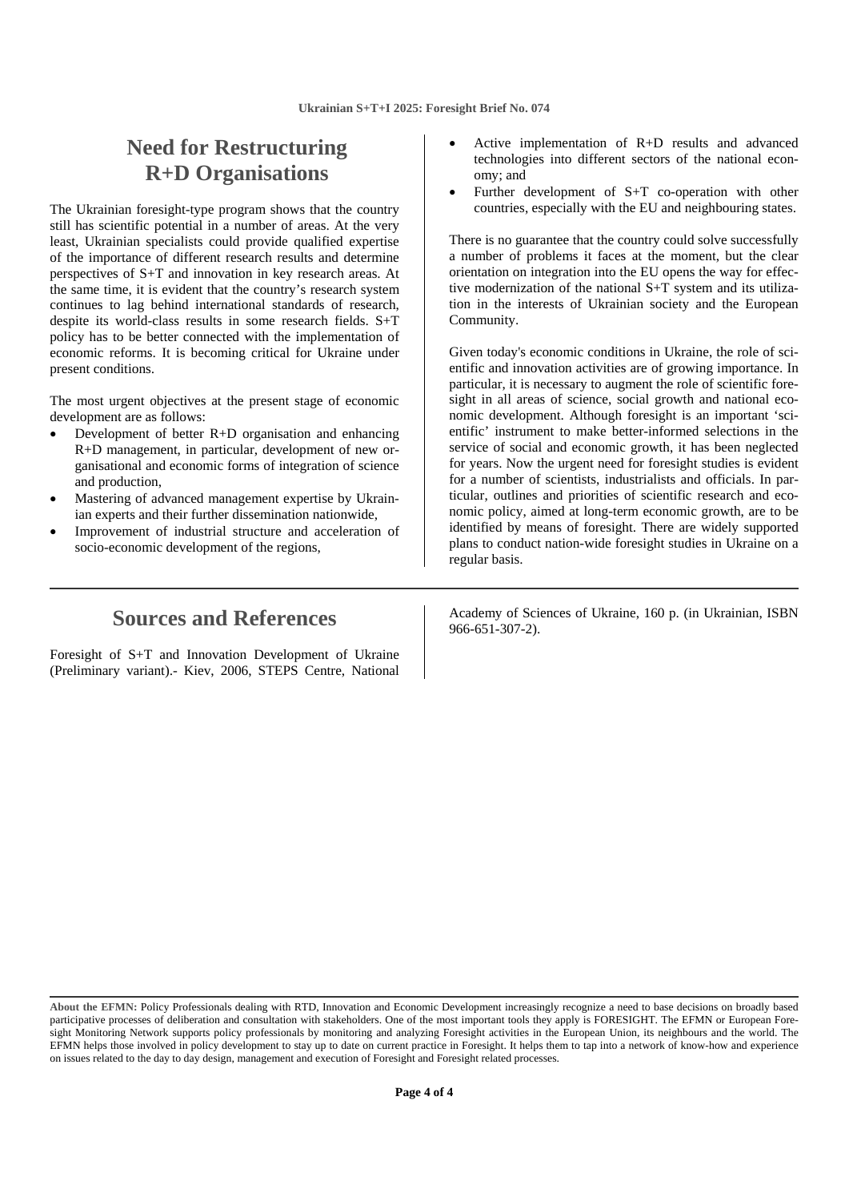## Need for Restructuring R+D Organisations

The Ukrainian foresight-type program shows that the country still has scientific potential in a number of areas. At the very least, Ukrainian specialists could provide qualified expertise of the importance of different research results and determine perspectives of S+T and innovation in key research areas. At the same time, it is evident that the country's research system continues to lag behind international standards of research, despite its world-class results in some research fields. S+T policy has to be better connected with the implementation of economic reforms. It is becoming critical for Ukraine under present conditions.

The most urgent objectives at the present stage of economic development are as follows:

- Development of better R+D organisation and enhancing R+D management, in particular, development of new organisational and economic forms of integration of science and production,
- Mastering of advanced management expertise by Ukrainian experts and their further dissemination nationwide,
- Improvement of industrial structure and acceleration of socio-economic development of the regions,
- Active implementation of R+D results and advanced technologies into different sectors of the national economy; and
- Further development of S+T co-operation with other countries, especially with the EU and neighbouring states.

There is no guarantee that the country could solve successfully a number of problems it faces at the moment, but the clear orientation on integration into the EU opens the way for effective modernization of the national S+T system and its utilization in the interests of Ukrainian society and the European Community.

Given today's economic conditions in Ukraine, the role of scientific and innovation activities are of growing importance. In particular, it is necessary to augment the role of scientific foresight in all areas of science, social growth and national economic development. Although foresight is an important 'scientific' instrument to make better-informed selections in the service of social and economic growth, it has been neglected for years. Now the urgent need for foresight studies is evident for a number of scientists, industrialists and officials. In particular, outlines and priorities of scientific research and economic policy, aimed at long-term economic growth, are to be identified by means of foresight. There are widely supported plans to conduct nation-wide foresight studies in Ukraine on a regular basis.

## Sources and References

Foresight of S+T and Innovation Development of Ukraine (Preliminary variant).- Kiev, 2006, STEPS Centre, National Academy of Sciences of Ukraine, 160 p. (in Ukrainian, ISBN 966-651-307-2).

**About the EFMN:** Policy Professionals dealing with RTD, Innovation and Economic Development increasingly recognize a need to base decisions on broadly based participative processes of deliberation and consultation with stakeholders. One of the most important tools they apply is FORESIGHT. The EFMN or European Foresight Monitoring Network supports policy professionals by monitoring and analyzing Foresight activities in the European Union, its neighbours and the world. The EFMN helps those involved in policy development to stay up to date on current practice in Foresight. It helps them to tap into a network of know-how and experience on issues related to the day to day design, management and execution of Foresight and Foresight related processes.